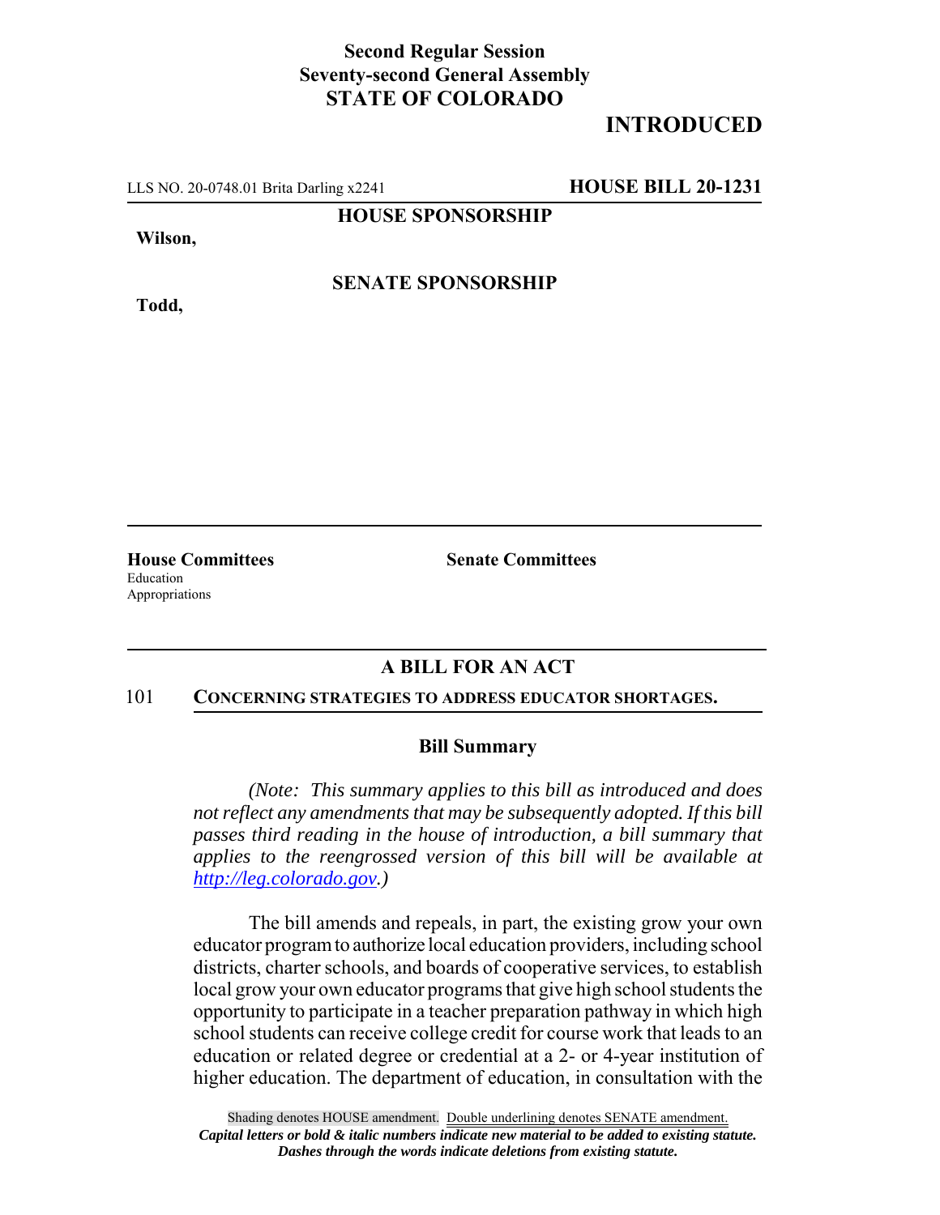**Second Regular Session**
**Seventy-second General Assembly**
**STATE OF COLORADO**

# INTRODUCTED

LLS NO. 20-0748.01 Brita Darling x2241 **HOUSE BILL 20-1231**

**HOUSE SPONSORSHIP**

**Wilson,**

**SENATE SPONSORSHIP**

**Todd,**

**House Committees**
Education
Appropriations

**Senate Committees**

## A BILL FOR AN ACT

101 **CONCERNING STRATEGIES TO ADDRESS EDUCATOR SHORTAGES.**

### Bill Summary

*(Note: This summary applies to this bill as introduced and does not reflect any amendments that may be subsequently adopted. If this bill passes third reading in the house of introduction, a bill summary that applies to the reengrossed version of this bill will be available at http://leg.colorado.gov.)*

The bill amends and repeals, in part, the existing grow your own educator program to authorize local education providers, including school districts, charter schools, and boards of cooperative services, to establish local grow your own educator programs that give high school students the opportunity to participate in a teacher preparation pathway in which high school students can receive college credit for course work that leads to an education or related degree or credential at a 2- or 4-year institution of higher education. The department of education, in consultation with the

Shading denotes HOUSE amendment. Double underlining denotes SENATE amendment.
*Capital letters or bold & italic numbers indicate new material to be added to existing statute.*
*Dashes through the words indicate deletions from existing statute.*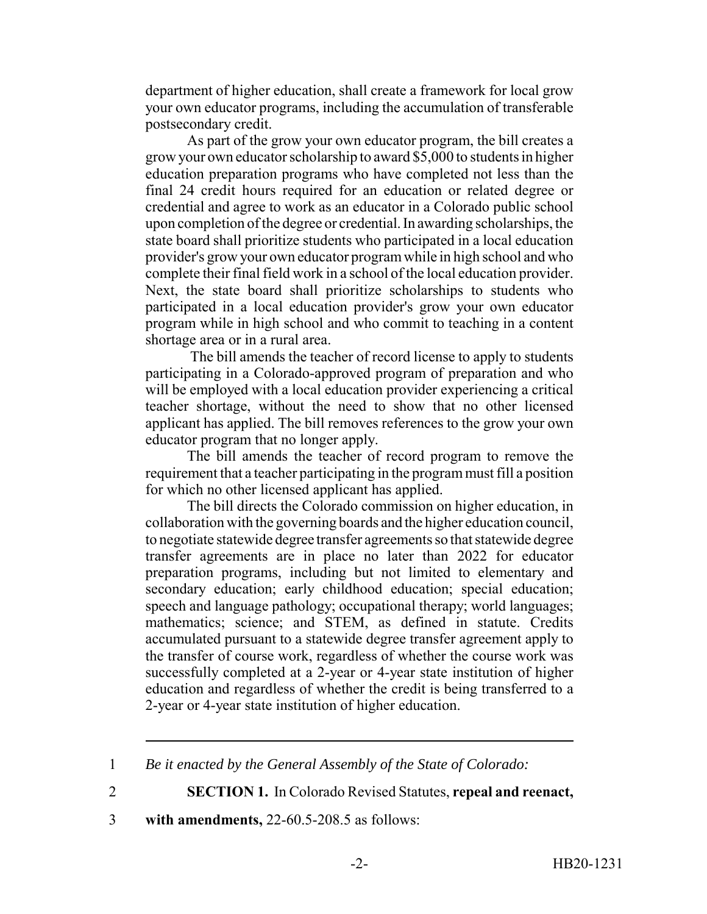department of higher education, shall create a framework for local grow your own educator programs, including the accumulation of transferable postsecondary credit.

As part of the grow your own educator program, the bill creates a grow your own educator scholarship to award $5,000 to students in higher education preparation programs who have completed not less than the final 24 credit hours required for an education or related degree or credential and agree to work as an educator in a Colorado public school upon completion of the degree or credential. In awarding scholarships, the state board shall prioritize students who participated in a local education provider's grow your own educator program while in high school and who complete their final field work in a school of the local education provider. Next, the state board shall prioritize scholarships to students who participated in a local education provider's grow your own educator program while in high school and who commit to teaching in a content shortage area or in a rural area.

The bill amends the teacher of record license to apply to students participating in a Colorado-approved program of preparation and who will be employed with a local education provider experiencing a critical teacher shortage, without the need to show that no other licensed applicant has applied. The bill removes references to the grow your own educator program that no longer apply.

The bill amends the teacher of record program to remove the requirement that a teacher participating in the program must fill a position for which no other licensed applicant has applied.

The bill directs the Colorado commission on higher education, in collaboration with the governing boards and the higher education council, to negotiate statewide degree transfer agreements so that statewide degree transfer agreements are in place no later than 2022 for educator preparation programs, including but not limited to elementary and secondary education; early childhood education; special education; speech and language pathology; occupational therapy; world languages; mathematics; science; and STEM, as defined in statute. Credits accumulated pursuant to a statewide degree transfer agreement apply to the transfer of course work, regardless of whether the course work was successfully completed at a 2-year or 4-year state institution of higher education and regardless of whether the credit is being transferred to a 2-year or 4-year state institution of higher education.

---

1 *Be it enacted by the General Assembly of the State of Colorado:*

2 **SECTION 1.** In Colorado Revised Statutes, **repeal and reenact,**

3 **with amendments,** 22-60.5-208.5 as follows: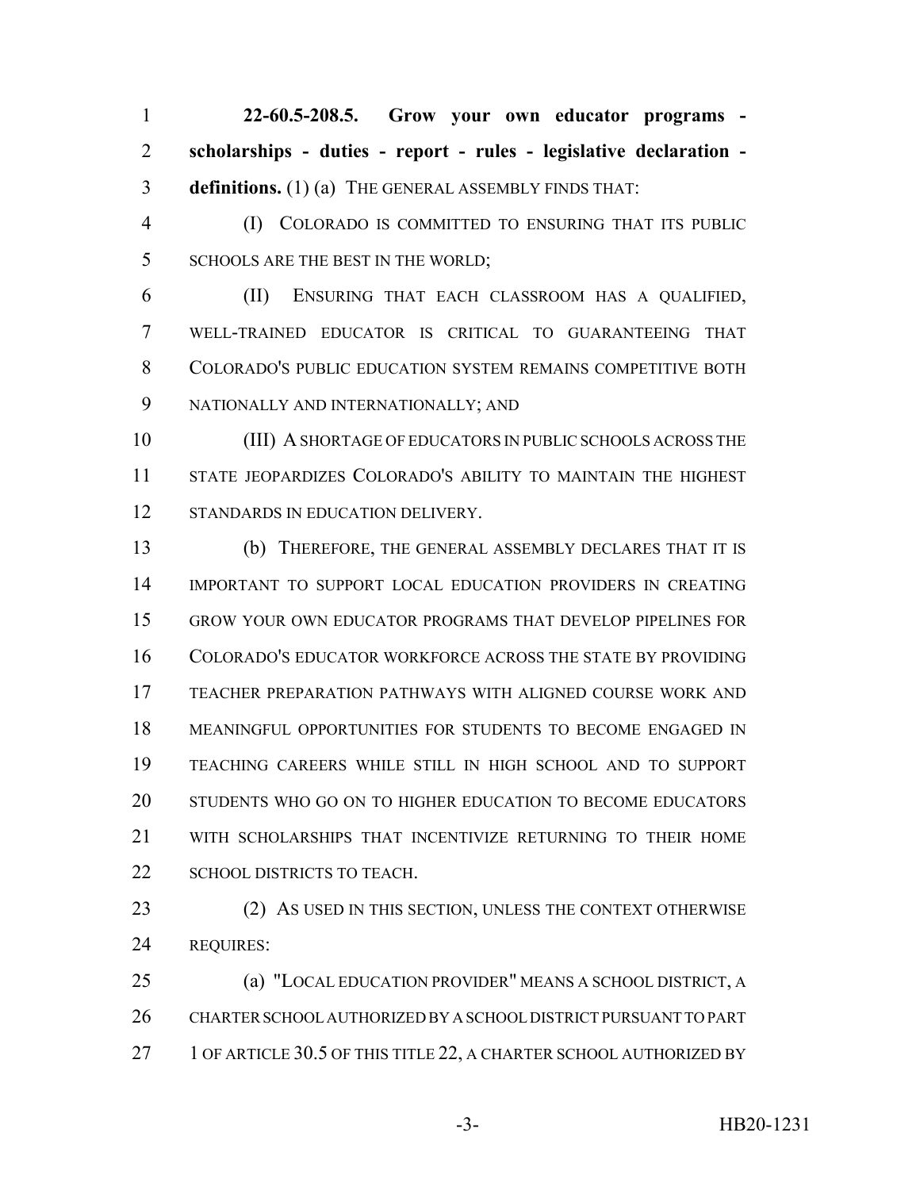**22-60.5-208.5. Grow your own educator programs - scholarships - duties - report - rules - legislative declaration - definitions.** (1) (a) THE GENERAL ASSEMBLY FINDS THAT:

(I) COLORADO IS COMMITTED TO ENSURING THAT ITS PUBLIC SCHOOLS ARE THE BEST IN THE WORLD;

(II) ENSURING THAT EACH CLASSROOM HAS A QUALIFIED, WELL-TRAINED EDUCATOR IS CRITICAL TO GUARANTEEING THAT COLORADO'S PUBLIC EDUCATION SYSTEM REMAINS COMPETITIVE BOTH NATIONALLY AND INTERNATIONALLY; AND

(III) A SHORTAGE OF EDUCATORS IN PUBLIC SCHOOLS ACROSS THE STATE JEOPARDIZES COLORADO'S ABILITY TO MAINTAIN THE HIGHEST STANDARDS IN EDUCATION DELIVERY.

(b) THEREFORE, THE GENERAL ASSEMBLY DECLARES THAT IT IS IMPORTANT TO SUPPORT LOCAL EDUCATION PROVIDERS IN CREATING GROW YOUR OWN EDUCATOR PROGRAMS THAT DEVELOP PIPELINES FOR COLORADO'S EDUCATOR WORKFORCE ACROSS THE STATE BY PROVIDING TEACHER PREPARATION PATHWAYS WITH ALIGNED COURSE WORK AND MEANINGFUL OPPORTUNITIES FOR STUDENTS TO BECOME ENGAGED IN TEACHING CAREERS WHILE STILL IN HIGH SCHOOL AND TO SUPPORT STUDENTS WHO GO ON TO HIGHER EDUCATION TO BECOME EDUCATORS WITH SCHOLARSHIPS THAT INCENTIVIZE RETURNING TO THEIR HOME SCHOOL DISTRICTS TO TEACH.

(2) AS USED IN THIS SECTION, UNLESS THE CONTEXT OTHERWISE REQUIRES:

(a) "LOCAL EDUCATION PROVIDER" MEANS A SCHOOL DISTRICT, A CHARTER SCHOOL AUTHORIZED BY A SCHOOL DISTRICT PURSUANT TO PART 1 OF ARTICLE 30.5 OF THIS TITLE 22, A CHARTER SCHOOL AUTHORIZED BY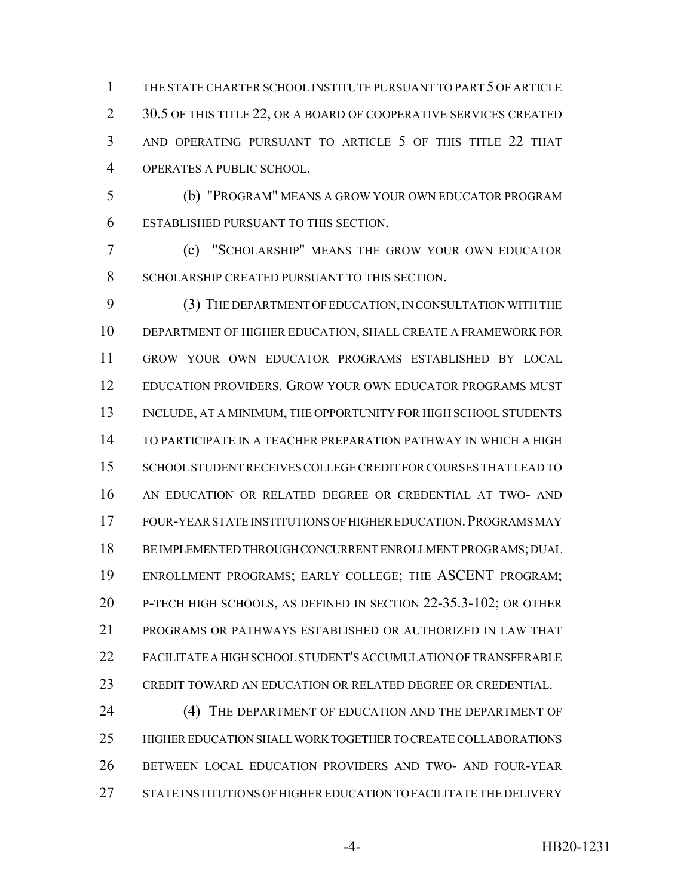THE STATE CHARTER SCHOOL INSTITUTE PURSUANT TO PART 5 OF ARTICLE 30.5 OF THIS TITLE 22, OR A BOARD OF COOPERATIVE SERVICES CREATED AND OPERATING PURSUANT TO ARTICLE 5 OF THIS TITLE 22 THAT OPERATES A PUBLIC SCHOOL.

(b) "PROGRAM" MEANS A GROW YOUR OWN EDUCATOR PROGRAM ESTABLISHED PURSUANT TO THIS SECTION.

(c) "SCHOLARSHIP" MEANS THE GROW YOUR OWN EDUCATOR SCHOLARSHIP CREATED PURSUANT TO THIS SECTION.

(3) THE DEPARTMENT OF EDUCATION, IN CONSULTATION WITH THE DEPARTMENT OF HIGHER EDUCATION, SHALL CREATE A FRAMEWORK FOR GROW YOUR OWN EDUCATOR PROGRAMS ESTABLISHED BY LOCAL EDUCATION PROVIDERS. GROW YOUR OWN EDUCATOR PROGRAMS MUST INCLUDE, AT A MINIMUM, THE OPPORTUNITY FOR HIGH SCHOOL STUDENTS TO PARTICIPATE IN A TEACHER PREPARATION PATHWAY IN WHICH A HIGH SCHOOL STUDENT RECEIVES COLLEGE CREDIT FOR COURSES THAT LEAD TO AN EDUCATION OR RELATED DEGREE OR CREDENTIAL AT TWO- AND FOUR-YEAR STATE INSTITUTIONS OF HIGHER EDUCATION. PROGRAMS MAY BE IMPLEMENTED THROUGH CONCURRENT ENROLLMENT PROGRAMS; DUAL ENROLLMENT PROGRAMS; EARLY COLLEGE; THE ASCENT PROGRAM; P-TECH HIGH SCHOOLS, AS DEFINED IN SECTION 22-35.3-102; OR OTHER PROGRAMS OR PATHWAYS ESTABLISHED OR AUTHORIZED IN LAW THAT FACILITATE A HIGH SCHOOL STUDENT'S ACCUMULATION OF TRANSFERABLE CREDIT TOWARD AN EDUCATION OR RELATED DEGREE OR CREDENTIAL.

(4) THE DEPARTMENT OF EDUCATION AND THE DEPARTMENT OF HIGHER EDUCATION SHALL WORK TOGETHER TO CREATE COLLABORATIONS BETWEEN LOCAL EDUCATION PROVIDERS AND TWO- AND FOUR-YEAR STATE INSTITUTIONS OF HIGHER EDUCATION TO FACILITATE THE DELIVERY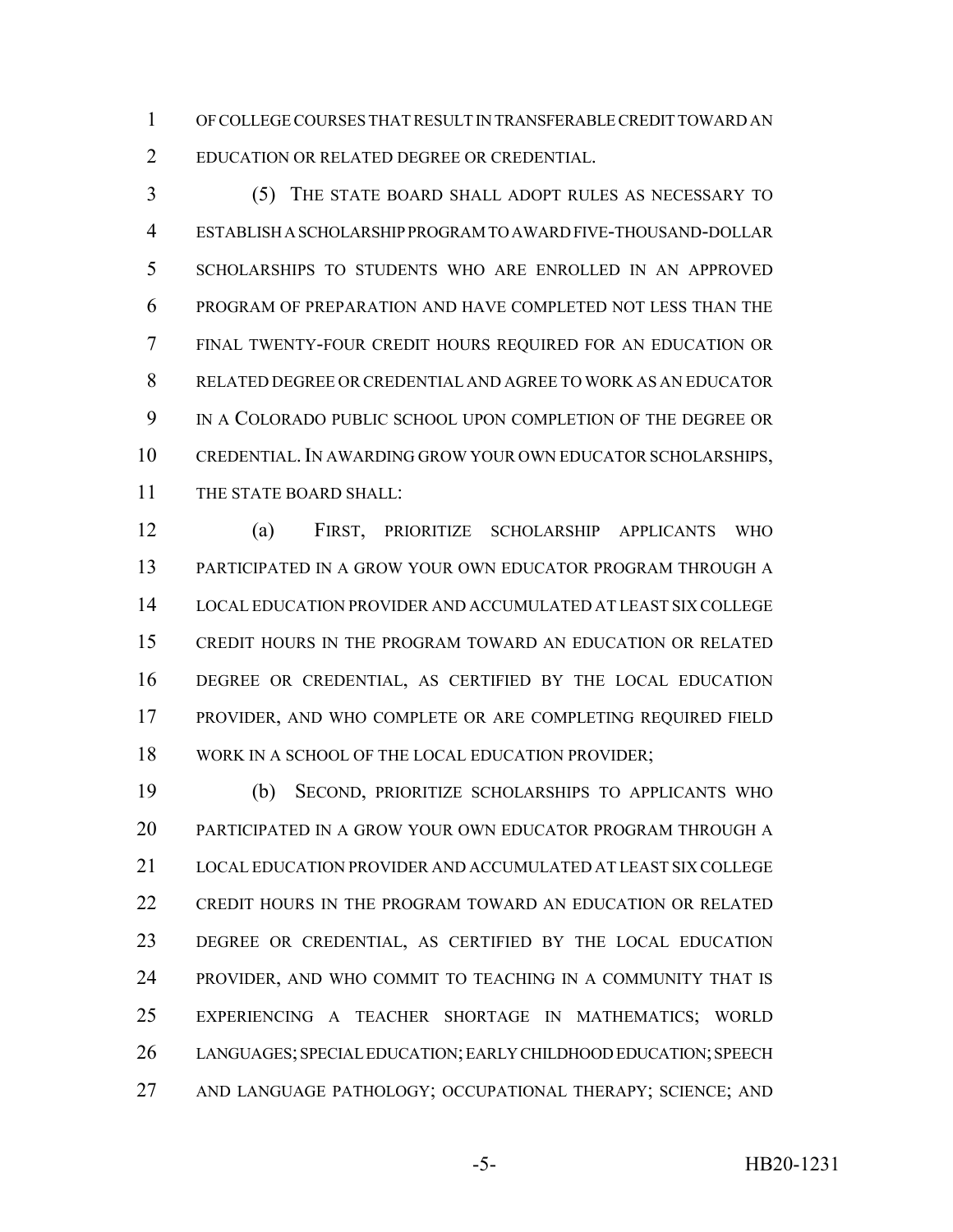OF COLLEGE COURSES THAT RESULT IN TRANSFERABLE CREDIT TOWARD AN EDUCATION OR RELATED DEGREE OR CREDENTIAL.

(5) THE STATE BOARD SHALL ADOPT RULES AS NECESSARY TO ESTABLISH A SCHOLARSHIP PROGRAM TO AWARD FIVE-THOUSAND-DOLLAR SCHOLARSHIPS TO STUDENTS WHO ARE ENROLLED IN AN APPROVED PROGRAM OF PREPARATION AND HAVE COMPLETED NOT LESS THAN THE FINAL TWENTY-FOUR CREDIT HOURS REQUIRED FOR AN EDUCATION OR RELATED DEGREE OR CREDENTIAL AND AGREE TO WORK AS AN EDUCATOR IN A COLORADO PUBLIC SCHOOL UPON COMPLETION OF THE DEGREE OR CREDENTIAL. IN AWARDING GROW YOUR OWN EDUCATOR SCHOLARSHIPS, THE STATE BOARD SHALL:

(a) FIRST, PRIORITIZE SCHOLARSHIP APPLICANTS WHO PARTICIPATED IN A GROW YOUR OWN EDUCATOR PROGRAM THROUGH A LOCAL EDUCATION PROVIDER AND ACCUMULATED AT LEAST SIX COLLEGE CREDIT HOURS IN THE PROGRAM TOWARD AN EDUCATION OR RELATED DEGREE OR CREDENTIAL, AS CERTIFIED BY THE LOCAL EDUCATION PROVIDER, AND WHO COMPLETE OR ARE COMPLETING REQUIRED FIELD WORK IN A SCHOOL OF THE LOCAL EDUCATION PROVIDER;

(b) SECOND, PRIORITIZE SCHOLARSHIPS TO APPLICANTS WHO PARTICIPATED IN A GROW YOUR OWN EDUCATOR PROGRAM THROUGH A LOCAL EDUCATION PROVIDER AND ACCUMULATED AT LEAST SIX COLLEGE CREDIT HOURS IN THE PROGRAM TOWARD AN EDUCATION OR RELATED DEGREE OR CREDENTIAL, AS CERTIFIED BY THE LOCAL EDUCATION PROVIDER, AND WHO COMMIT TO TEACHING IN A COMMUNITY THAT IS EXPERIENCING A TEACHER SHORTAGE IN MATHEMATICS; WORLD LANGUAGES; SPECIAL EDUCATION; EARLY CHILDHOOD EDUCATION; SPEECH AND LANGUAGE PATHOLOGY; OCCUPATIONAL THERAPY; SCIENCE; AND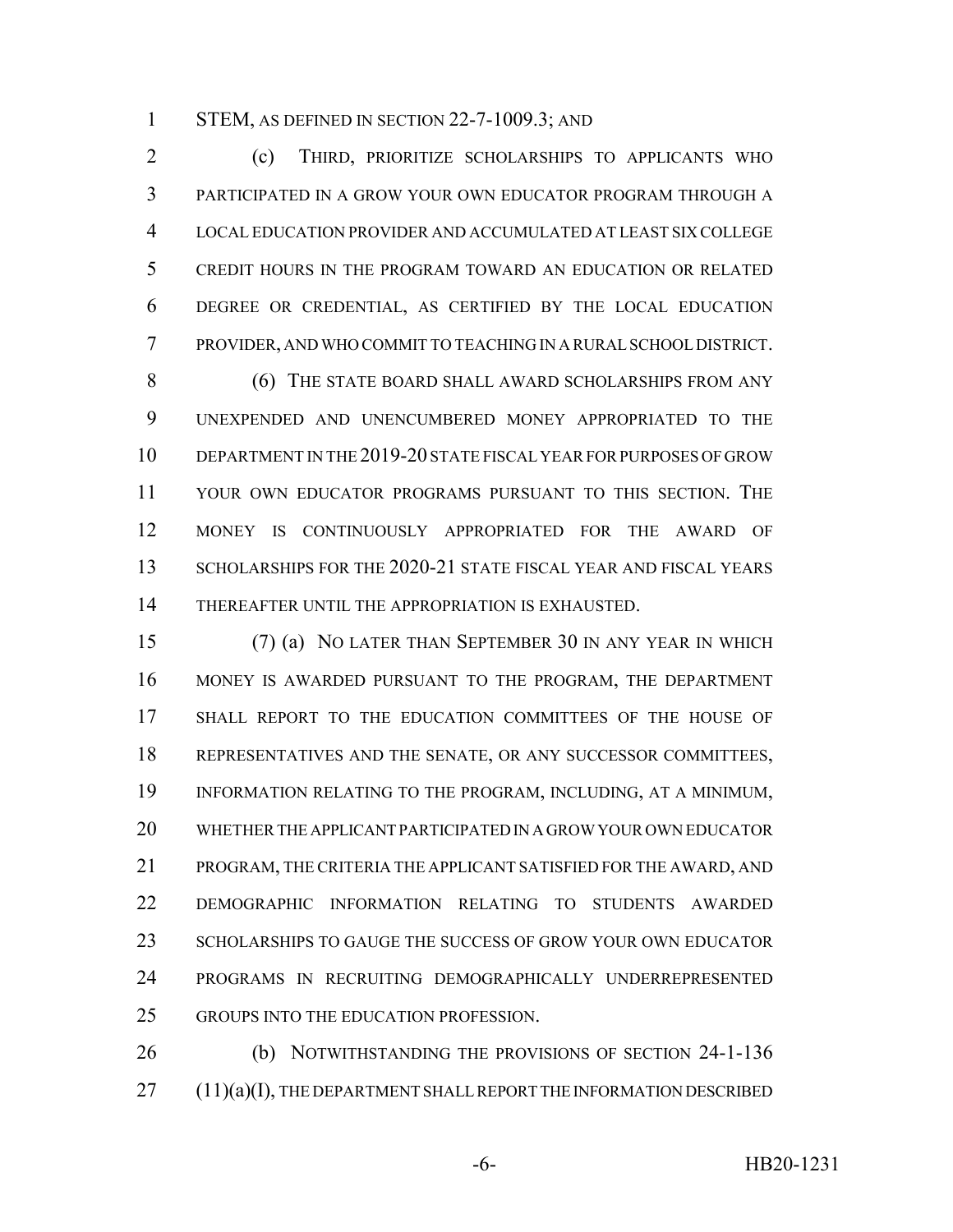STEM, AS DEFINED IN SECTION 22-7-1009.3; AND

(c) THIRD, PRIORITIZE SCHOLARSHIPS TO APPLICANTS WHO PARTICIPATED IN A GROW YOUR OWN EDUCATOR PROGRAM THROUGH A LOCAL EDUCATION PROVIDER AND ACCUMULATED AT LEAST SIX COLLEGE CREDIT HOURS IN THE PROGRAM TOWARD AN EDUCATION OR RELATED DEGREE OR CREDENTIAL, AS CERTIFIED BY THE LOCAL EDUCATION PROVIDER, AND WHO COMMIT TO TEACHING IN A RURAL SCHOOL DISTRICT.

(6) THE STATE BOARD SHALL AWARD SCHOLARSHIPS FROM ANY UNEXPENDED AND UNENCUMBERED MONEY APPROPRIATED TO THE DEPARTMENT IN THE 2019-20 STATE FISCAL YEAR FOR PURPOSES OF GROW YOUR OWN EDUCATOR PROGRAMS PURSUANT TO THIS SECTION. THE MONEY IS CONTINUOUSLY APPROPRIATED FOR THE AWARD OF SCHOLARSHIPS FOR THE 2020-21 STATE FISCAL YEAR AND FISCAL YEARS THEREAFTER UNTIL THE APPROPRIATION IS EXHAUSTED.

(7) (a) NO LATER THAN SEPTEMBER 30 IN ANY YEAR IN WHICH MONEY IS AWARDED PURSUANT TO THE PROGRAM, THE DEPARTMENT SHALL REPORT TO THE EDUCATION COMMITTEES OF THE HOUSE OF REPRESENTATIVES AND THE SENATE, OR ANY SUCCESSOR COMMITTEES, INFORMATION RELATING TO THE PROGRAM, INCLUDING, AT A MINIMUM, WHETHER THE APPLICANT PARTICIPATED IN A GROW YOUR OWN EDUCATOR PROGRAM, THE CRITERIA THE APPLICANT SATISFIED FOR THE AWARD, AND DEMOGRAPHIC INFORMATION RELATING TO STUDENTS AWARDED SCHOLARSHIPS TO GAUGE THE SUCCESS OF GROW YOUR OWN EDUCATOR PROGRAMS IN RECRUITING DEMOGRAPHICALLY UNDERREPRESENTED GROUPS INTO THE EDUCATION PROFESSION.

(b) NOTWITHSTANDING THE PROVISIONS OF SECTION 24-1-136 (11)(a)(I), THE DEPARTMENT SHALL REPORT THE INFORMATION DESCRIBED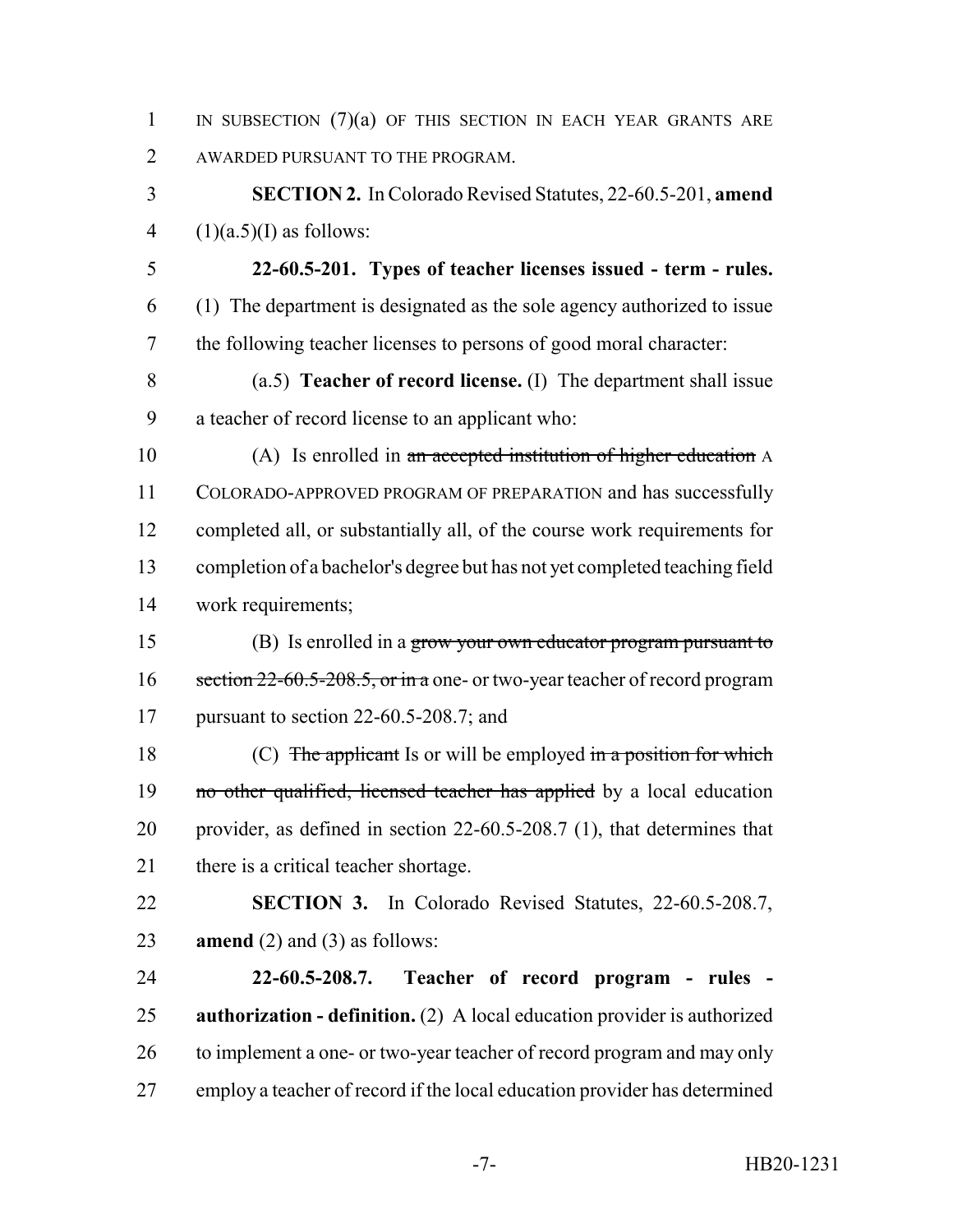IN SUBSECTION (7)(a) OF THIS SECTION IN EACH YEAR GRANTS ARE AWARDED PURSUANT TO THE PROGRAM.

**SECTION 2.** In Colorado Revised Statutes, 22-60.5-201, **amend** (1)(a.5)(I) as follows:

**22-60.5-201. Types of teacher licenses issued - term - rules.** (1) The department is designated as the sole agency authorized to issue the following teacher licenses to persons of good moral character:

(a.5) **Teacher of record license.** (I) The department shall issue a teacher of record license to an applicant who:

(A) Is enrolled in ~~an accepted institution of higher education~~ A COLORADO-APPROVED PROGRAM OF PREPARATION and has successfully completed all, or substantially all, of the course work requirements for completion of a bachelor's degree but has not yet completed teaching field work requirements;

(B) Is enrolled in a ~~grow your own educator program pursuant to section 22-60.5-208.5, or in a~~ one- or two-year teacher of record program pursuant to section 22-60.5-208.7; and

(C) ~~The applicant~~ Is or will be employed ~~in a position for which no other qualified, licensed teacher has applied~~ by a local education provider, as defined in section 22-60.5-208.7 (1), that determines that there is a critical teacher shortage.

**SECTION 3.** In Colorado Revised Statutes, 22-60.5-208.7, **amend** (2) and (3) as follows:

**22-60.5-208.7. Teacher of record program - rules - authorization - definition.** (2) A local education provider is authorized to implement a one- or two-year teacher of record program and may only employ a teacher of record if the local education provider has determined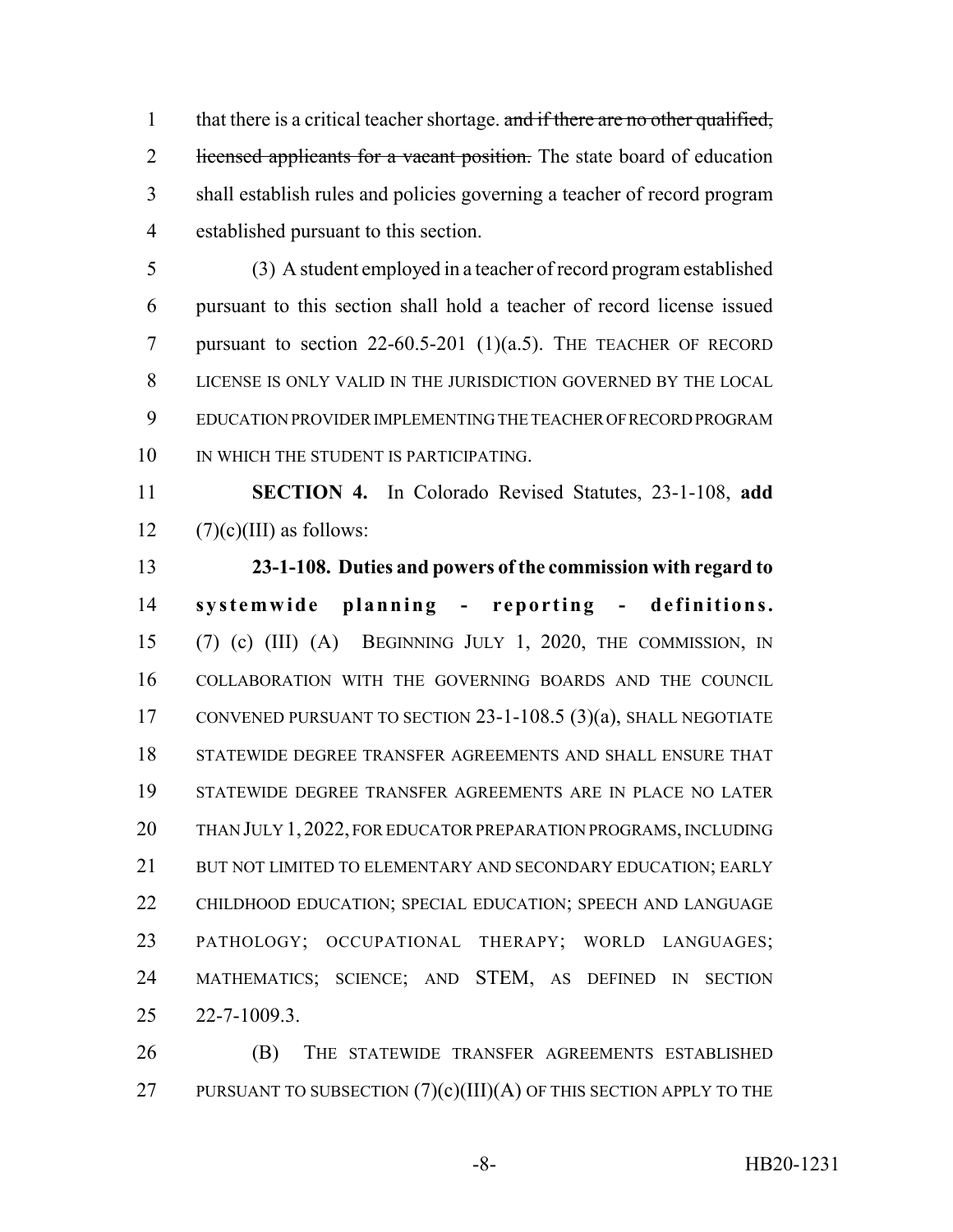that there is a critical teacher shortage. ~~and if there are no other qualified, licensed applicants for a vacant position.~~ The state board of education shall establish rules and policies governing a teacher of record program established pursuant to this section.

(3) A student employed in a teacher of record program established pursuant to this section shall hold a teacher of record license issued pursuant to section 22-60.5-201 (1)(a.5). THE TEACHER OF RECORD LICENSE IS ONLY VALID IN THE JURISDICTION GOVERNED BY THE LOCAL EDUCATION PROVIDER IMPLEMENTING THE TEACHER OF RECORD PROGRAM IN WHICH THE STUDENT IS PARTICIPATING.

**SECTION 4.** In Colorado Revised Statutes, 23-1-108, **add** (7)(c)(III) as follows:

**23-1-108. Duties and powers of the commission with regard to systemwide planning - reporting - definitions.** (7) (c) (III) (A) BEGINNING JULY 1, 2020, THE COMMISSION, IN COLLABORATION WITH THE GOVERNING BOARDS AND THE COUNCIL CONVENED PURSUANT TO SECTION 23-1-108.5 (3)(a), SHALL NEGOTIATE STATEWIDE DEGREE TRANSFER AGREEMENTS AND SHALL ENSURE THAT STATEWIDE DEGREE TRANSFER AGREEMENTS ARE IN PLACE NO LATER THAN JULY 1, 2022, FOR EDUCATOR PREPARATION PROGRAMS, INCLUDING BUT NOT LIMITED TO ELEMENTARY AND SECONDARY EDUCATION; EARLY CHILDHOOD EDUCATION; SPECIAL EDUCATION; SPEECH AND LANGUAGE PATHOLOGY; OCCUPATIONAL THERAPY; WORLD LANGUAGES; MATHEMATICS; SCIENCE; AND STEM, AS DEFINED IN SECTION 22-7-1009.3.

(B) THE STATEWIDE TRANSFER AGREEMENTS ESTABLISHED PURSUANT TO SUBSECTION (7)(c)(III)(A) OF THIS SECTION APPLY TO THE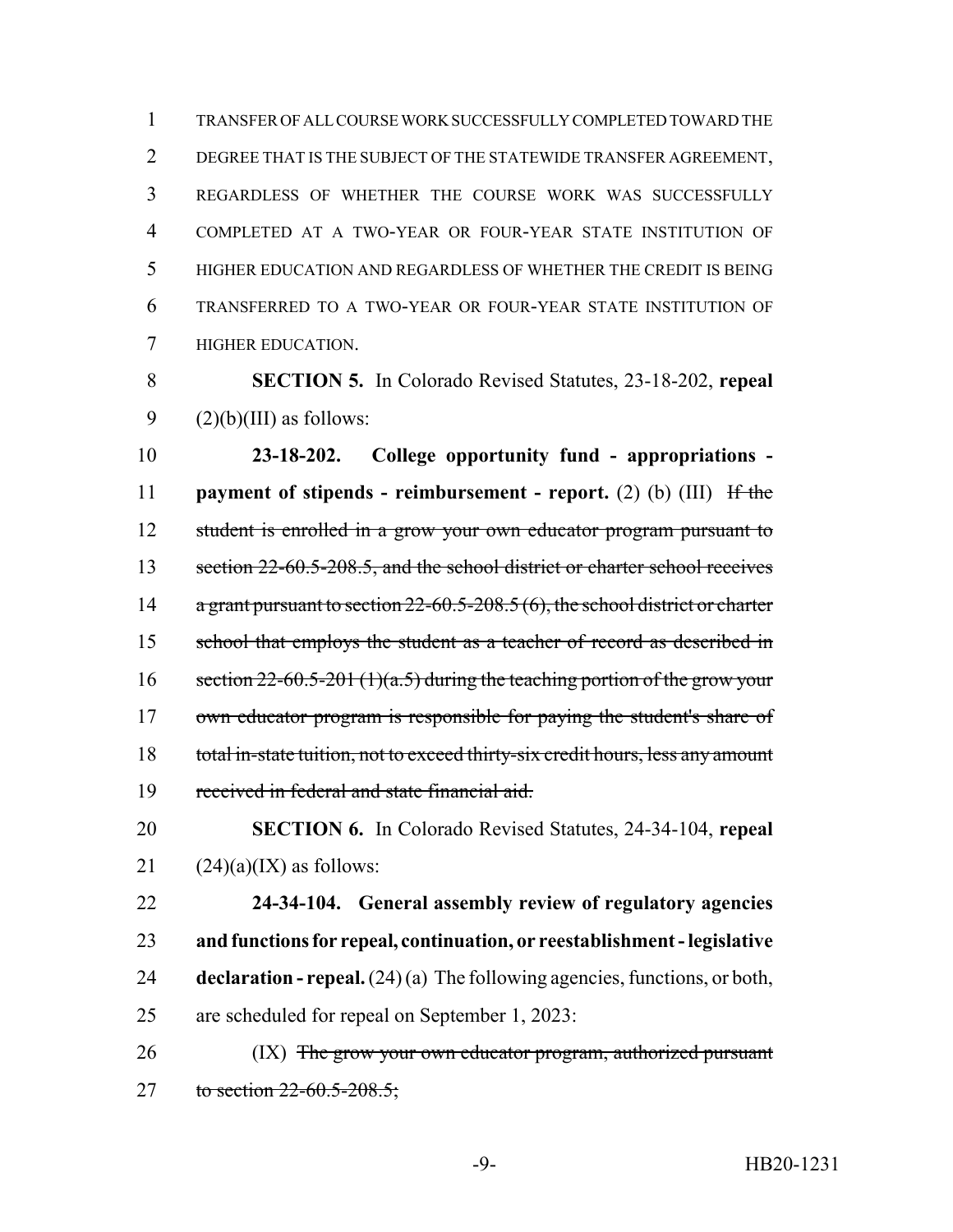TRANSFER OF ALL COURSE WORK SUCCESSFULLY COMPLETED TOWARD THE DEGREE THAT IS THE SUBJECT OF THE STATEWIDE TRANSFER AGREEMENT, REGARDLESS OF WHETHER THE COURSE WORK WAS SUCCESSFULLY COMPLETED AT A TWO-YEAR OR FOUR-YEAR STATE INSTITUTION OF HIGHER EDUCATION AND REGARDLESS OF WHETHER THE CREDIT IS BEING TRANSFERRED TO A TWO-YEAR OR FOUR-YEAR STATE INSTITUTION OF HIGHER EDUCATION.

**SECTION 5.** In Colorado Revised Statutes, 23-18-202, **repeal** (2)(b)(III) as follows:

**23-18-202. College opportunity fund - appropriations - payment of stipends - reimbursement - report.** (2) (b) (III) ~~If the student is enrolled in a grow your own educator program pursuant to section 22-60.5-208.5, and the school district or charter school receives a grant pursuant to section 22-60.5-208.5 (6), the school district or charter school that employs the student as a teacher of record as described in section 22-60.5-201 (1)(a.5) during the teaching portion of the grow your own educator program is responsible for paying the student's share of total in-state tuition, not to exceed thirty-six credit hours, less any amount received in federal and state financial aid.~~

**SECTION 6.** In Colorado Revised Statutes, 24-34-104, **repeal** (24)(a)(IX) as follows:

**24-34-104. General assembly review of regulatory agencies and functions for repeal, continuation, or reestablishment - legislative declaration - repeal.** (24) (a) The following agencies, functions, or both, are scheduled for repeal on September 1, 2023:

(IX) ~~The grow your own educator program, authorized pursuant to section 22-60.5-208.5;~~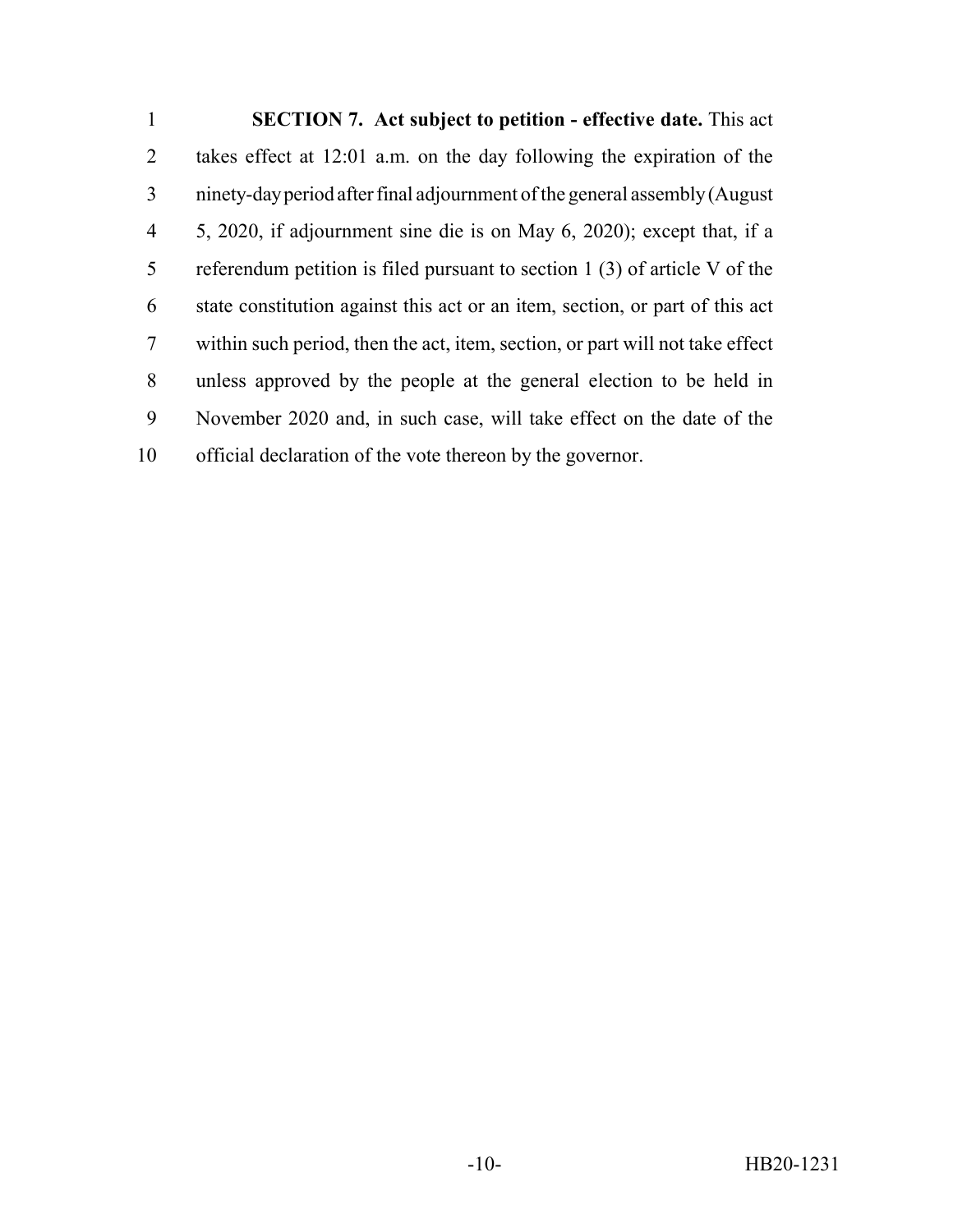**SECTION 7. Act subject to petition - effective date.** This act takes effect at 12:01 a.m. on the day following the expiration of the ninety-day period after final adjournment of the general assembly (August 5, 2020, if adjournment sine die is on May 6, 2020); except that, if a referendum petition is filed pursuant to section 1 (3) of article V of the state constitution against this act or an item, section, or part of this act within such period, then the act, item, section, or part will not take effect unless approved by the people at the general election to be held in November 2020 and, in such case, will take effect on the date of the official declaration of the vote thereon by the governor.